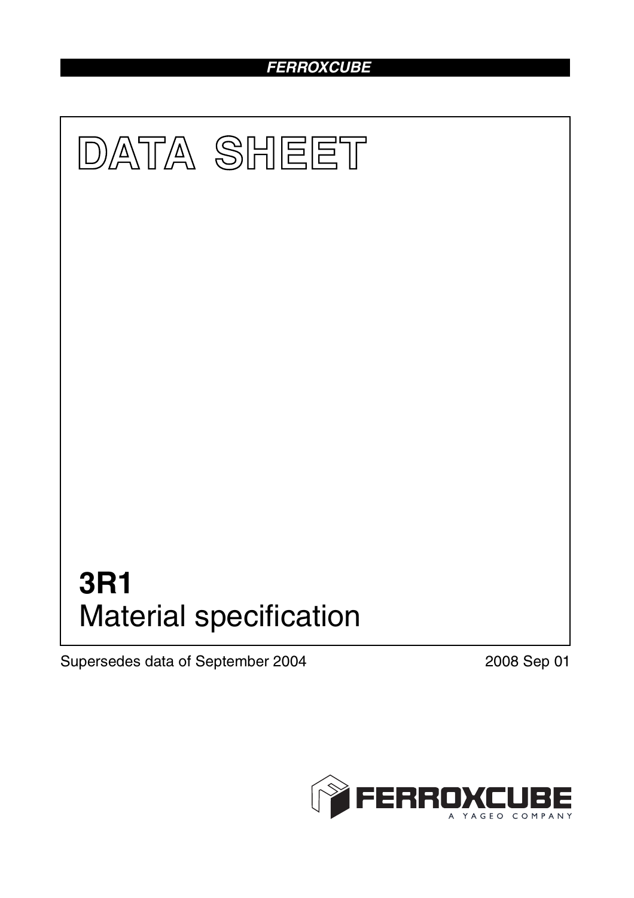FERROXCUBE

# DATA SHEET

# 3R1
## Material specification

Supersedes data of September 2004

2008 Sep 01

FERROXCUBE
A YAGEO COMPANY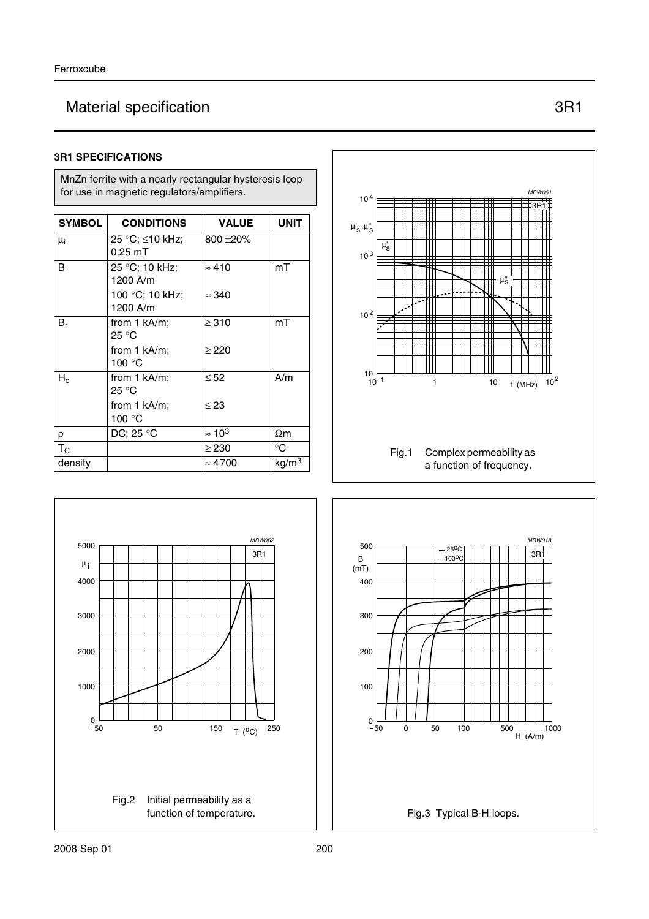# Material specification 3R1

## 3R1 SPECIFICATIONS

MnZn ferrite with a nearly rectangular hysteresis loop for use in magnetic regulators/amplifiers.

| SYMBOL | CONDITIONS | VALUE | UNIT |
|---|---|---|---|
| $\mu_i$ | 25 °C; ≤10 kHz; 0.25 mT | 800 ±20% | |
| B | 25 °C; 10 kHz; 1200 A/m | ≈ 410 | mT |
| | 100 °C; 10 kHz; 1200 A/m | ≈ 340 | |
| $B_r$ | from 1 kA/m; 25 °C | ≥ 310 | mT |
| | from 1 kA/m; 100 °C | ≥ 220 | |
| $H_c$ | from 1 kA/m; 25 °C | ≤ 52 | A/m |
| | from 1 kA/m; 100 °C | ≤ 23 | |
| ρ | DC; 25 °C | ≈ $10^3$ | Ωm |
| $T_C$ | | ≥ 230 | °C |
| density | | ≈ 4700 | kg/m$^3$ |

Fig.1 Complex permeability as a function of frequency.

Fig.2 Initial permeability as a function of temperature.

Fig.3 Typical B-H loops.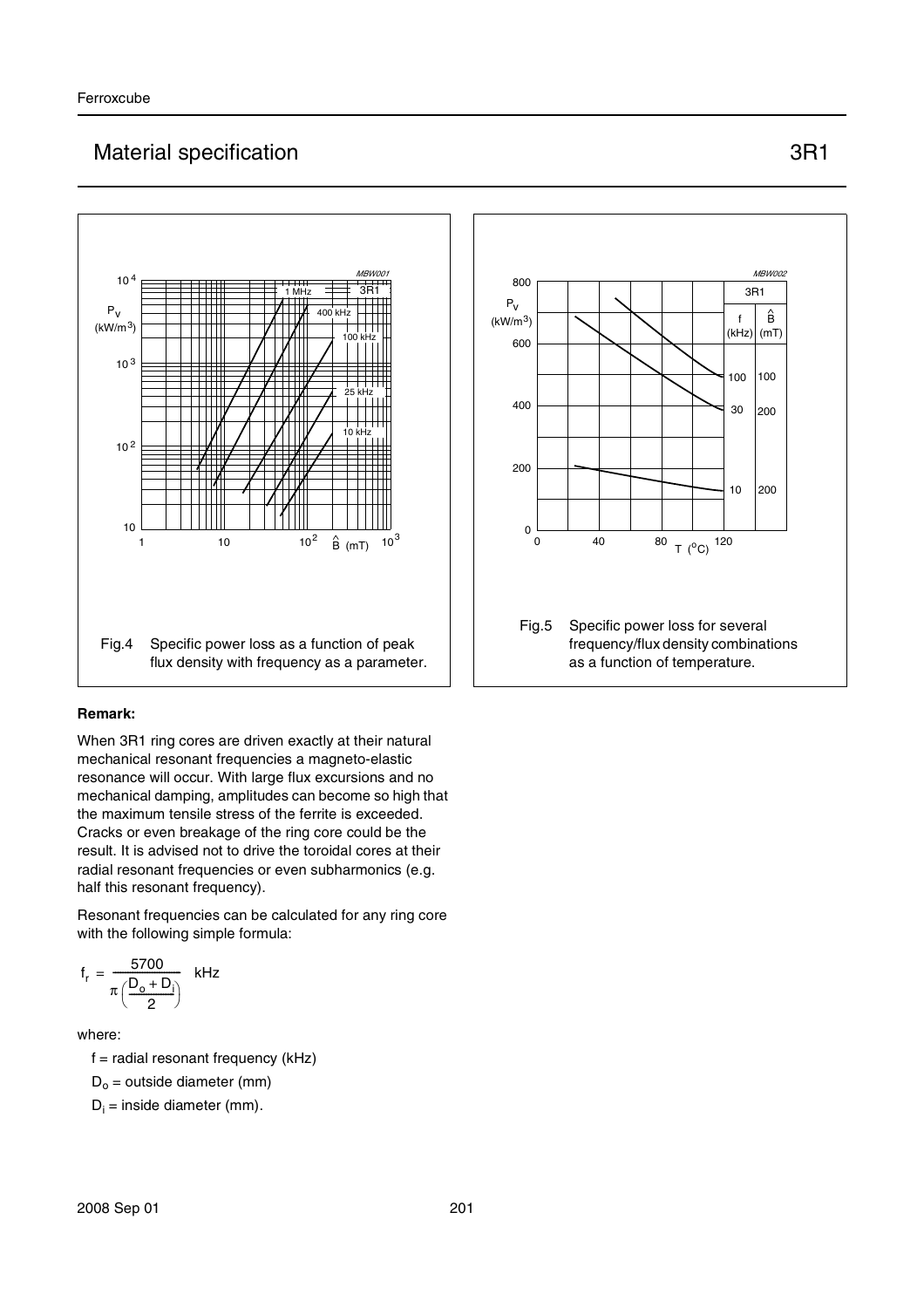## Material specification 3R1

Fig.4 Specific power loss as a function of peak flux density with frequency as a parameter.

Fig.5 Specific power loss for several frequency/flux density combinations as a function of temperature.

**Remark:**

When 3R1 ring cores are driven exactly at their natural mechanical resonant frequencies a magneto-elastic resonance will occur. With large flux excursions and no mechanical damping, amplitudes can become so high that the maximum tensile stress of the ferrite is exceeded. Cracks or even breakage of the ring core could be the result. It is advised not to drive the toroidal cores at their radial resonant frequencies or even subharmonics (e.g. half this resonant frequency).

Resonant frequencies can be calculated for any ring core with the following simple formula:

$$f_r = \frac{5700}{\pi\left(\frac{D_o + D_i}{2}\right)} \text{ kHz}$$

where:

- $f$ = radial resonant frequency (kHz)
- $D_o$ = outside diameter (mm)
- $D_i$ = inside diameter (mm).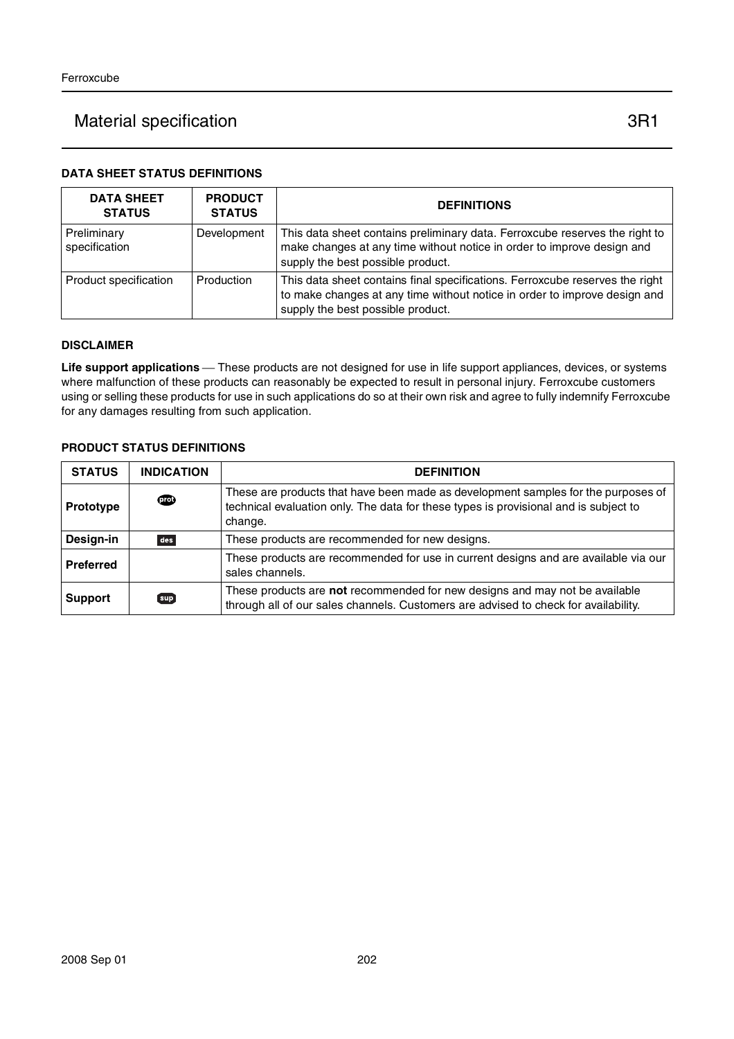# Material specification 3R1

### DATA SHEET STATUS DEFINITIONS

| DATA SHEET STATUS | PRODUCT STATUS | DEFINITIONS |
|---|---|---|
| Preliminary specification | Development | This data sheet contains preliminary data. Ferroxcube reserves the right to make changes at any time without notice in order to improve design and supply the best possible product. |
| Product specification | Production | This data sheet contains final specifications. Ferroxcube reserves the right to make changes at any time without notice in order to improve design and supply the best possible product. |

### DISCLAIMER

**Life support applications** — These products are not designed for use in life support appliances, devices, or systems where malfunction of these products can reasonably be expected to result in personal injury. Ferroxcube customers using or selling these products for use in such applications do so at their own risk and agree to fully indemnify Ferroxcube for any damages resulting from such application.

### PRODUCT STATUS DEFINITIONS

| STATUS | INDICATION | DEFINITION |
|---|---|---|
| **Prototype** | prot | These are products that have been made as development samples for the purposes of technical evaluation only. The data for these types is provisional and is subject to change. |
| **Design-in** | des | These products are recommended for new designs. |
| **Preferred** | | These products are recommended for use in current designs and are available via our sales channels. |
| **Support** | sup | These products are **not** recommended for new designs and may not be available through all of our sales channels. Customers are advised to check for availability. |